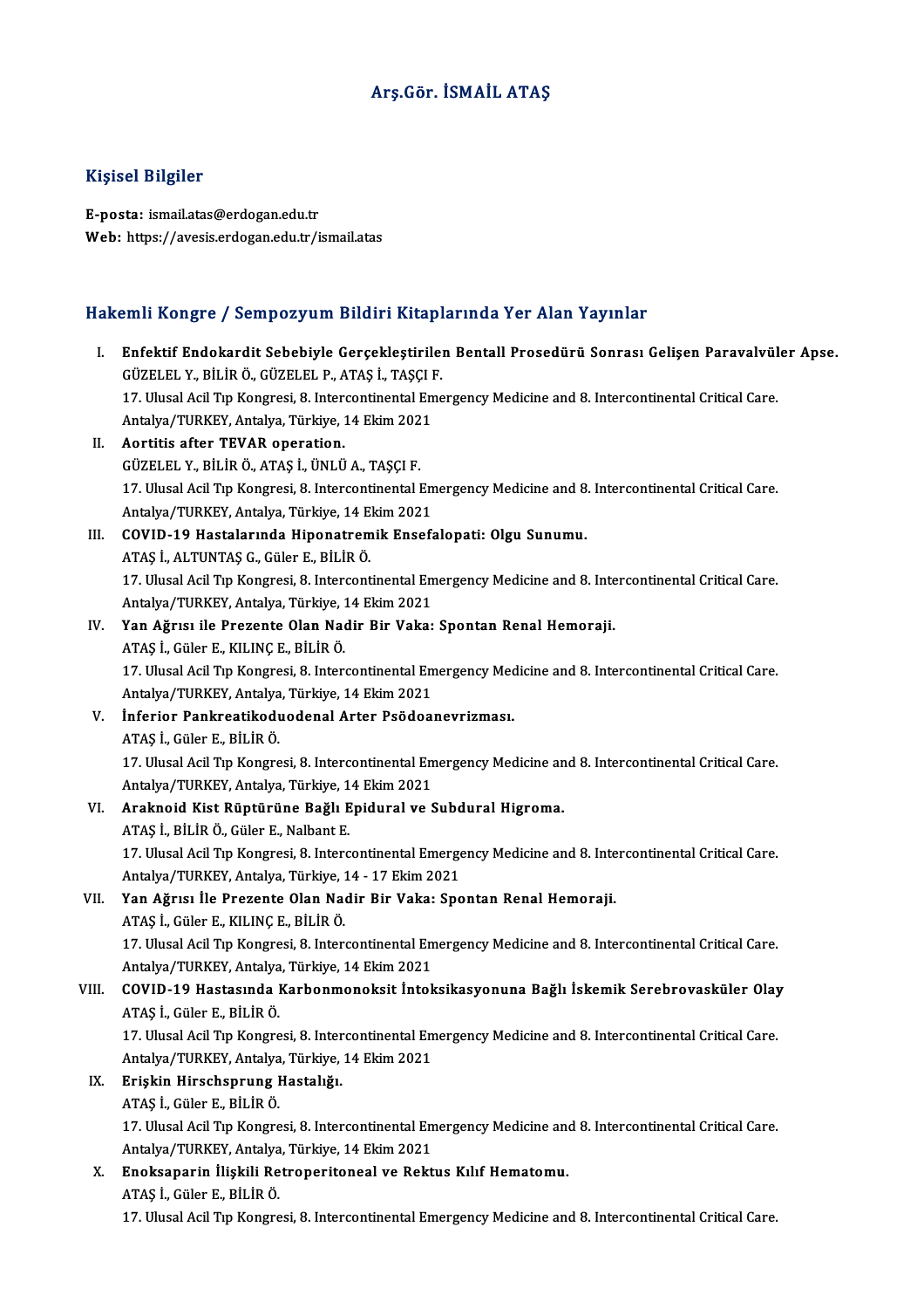# Arş.Gör. İSMAİL ATAŞ

## Kişisel Bilgiler

**E-posta:** ismail.atas@erdogan.edu.tr
**Web:** https://avesis.erdogan.edu.tr/ismail.atas

## Hakemli Kongre / Sempozyum Bildiri Kitaplarında Yer Alan Yayınlar

I. **Enfektif Endokardit Sebebiyle Gerçekleştirilen Bentall Prosedürü Sonrası Gelişen Paravalvüler Apse.**
GÜZELEL Y., BİLİR Ö., GÜZELEL P., ATAŞ İ., TAŞÇI F.
17. Ulusal Acil Tıp Kongresi, 8. Intercontinental Emergency Medicine and 8. Intercontinental Critical Care. Antalya/TURKEY, Antalya, Türkiye, 14 Ekim 2021

II. **Aortitis after TEVAR operation.**
GÜZELEL Y., BİLİR Ö., ATAŞ İ., ÜNLÜ A., TAŞÇI F.
17. Ulusal Acil Tıp Kongresi, 8. Intercontinental Emergency Medicine and 8. Intercontinental Critical Care. Antalya/TURKEY, Antalya, Türkiye, 14 Ekim 2021

III. **COVID-19 Hastalarında Hiponatremik Ensefalopati: Olgu Sunumu.**
ATAŞ İ., ALTUNTAŞ G., Güler E., BİLİR Ö.
17. Ulusal Acil Tıp Kongresi, 8. Intercontinental Emergency Medicine and 8. Intercontinental Critical Care. Antalya/TURKEY, Antalya, Türkiye, 14 Ekim 2021

IV. **Yan Ağrısı ile Prezente Olan Nadir Bir Vaka: Spontan Renal Hemoraji.**
ATAŞ İ., Güler E., KILINÇ E., BİLİR Ö.
17. Ulusal Acil Tıp Kongresi, 8. Intercontinental Emergency Medicine and 8. Intercontinental Critical Care. Antalya/TURKEY, Antalya, Türkiye, 14 Ekim 2021

V. **İnferior Pankreatikoduodenal Arter Psödoanevrizması.**
ATAŞ İ., Güler E., BİLİR Ö.
17. Ulusal Acil Tıp Kongresi, 8. Intercontinental Emergency Medicine and 8. Intercontinental Critical Care. Antalya/TURKEY, Antalya, Türkiye, 14 Ekim 2021

VI. **Araknoid Kist Rüptürüne Bağlı Epidural ve Subdural Higroma.**
ATAŞ İ., BİLİR Ö., Güler E., Nalbant E.
17. Ulusal Acil Tıp Kongresi, 8. Intercontinental Emergency Medicine and 8. Intercontinental Critical Care. Antalya/TURKEY, Antalya, Türkiye, 14 - 17 Ekim 2021

VII. **Yan Ağrısı İle Prezente Olan Nadir Bir Vaka: Spontan Renal Hemoraji.**
ATAŞ İ., Güler E., KILINÇ E., BİLİR Ö.
17. Ulusal Acil Tıp Kongresi, 8. Intercontinental Emergency Medicine and 8. Intercontinental Critical Care. Antalya/TURKEY, Antalya, Türkiye, 14 Ekim 2021

VIII. **COVID-19 Hastasında Karbonmonoksit İntoksikasyonuna Bağlı İskemik Serebrovasküler Olay**
ATAŞ İ., Güler E., BİLİR Ö.
17. Ulusal Acil Tıp Kongresi, 8. Intercontinental Emergency Medicine and 8. Intercontinental Critical Care. Antalya/TURKEY, Antalya, Türkiye, 14 Ekim 2021

IX. **Erişkin Hirschsprung Hastalığı.**
ATAŞ İ., Güler E., BİLİR Ö.
17. Ulusal Acil Tıp Kongresi, 8. Intercontinental Emergency Medicine and 8. Intercontinental Critical Care. Antalya/TURKEY, Antalya, Türkiye, 14 Ekim 2021

X. **Enoksaparin İlişkili Retroperitoneal ve Rektus Kılıf Hematomu.**
ATAŞ İ., Güler E., BİLİR Ö.
17. Ulusal Acil Tıp Kongresi, 8. Intercontinental Emergency Medicine and 8. Intercontinental Critical Care.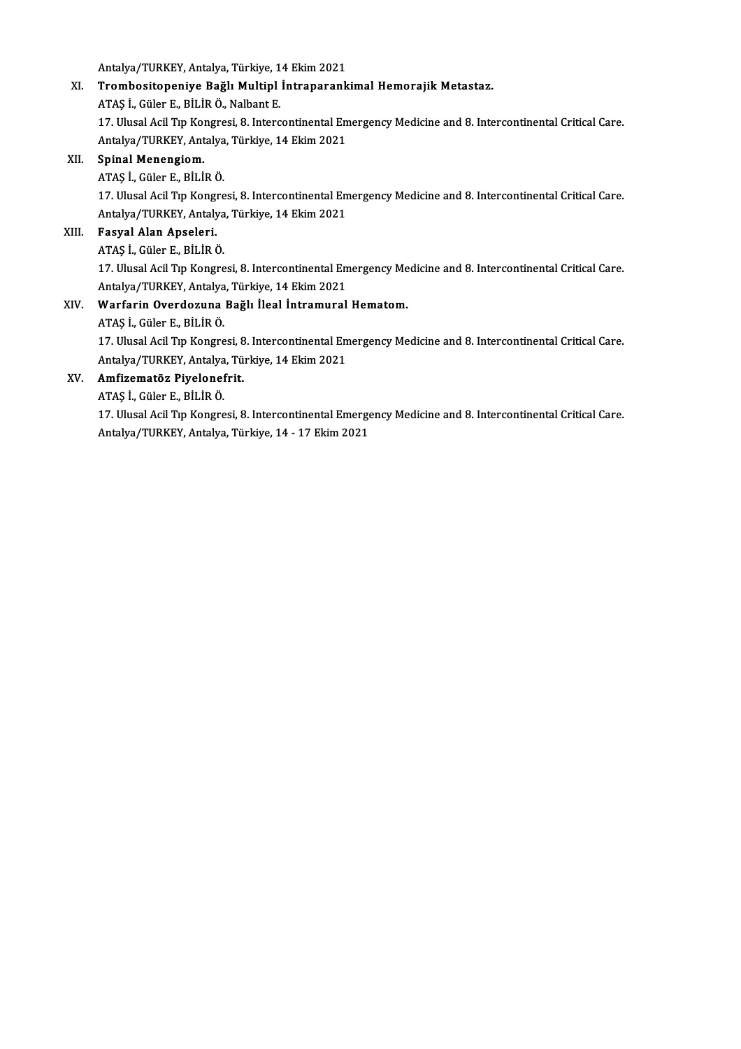Antalya/TURKEY, Antalya, Türkiye, 14 Ekim 2021

XI. **Trombositopeniye Bağlı Multipl İntraparankimal Hemorajik Metastaz.**
ATAŞ İ., Güler E., BİLİR Ö., Nalbant E.
17. Ulusal Acil Tıp Kongresi, 8. Intercontinental Emergency Medicine and 8. Intercontinental Critical Care. Antalya/TURKEY, Antalya, Türkiye, 14 Ekim 2021

XII. **Spinal Menengiom.**
ATAŞ İ., Güler E., BİLİR Ö.
17. Ulusal Acil Tıp Kongresi, 8. Intercontinental Emergency Medicine and 8. Intercontinental Critical Care. Antalya/TURKEY, Antalya, Türkiye, 14 Ekim 2021

XIII. **Fasyal Alan Apseleri.**
ATAŞ İ., Güler E., BİLİR Ö.
17. Ulusal Acil Tıp Kongresi, 8. Intercontinental Emergency Medicine and 8. Intercontinental Critical Care. Antalya/TURKEY, Antalya, Türkiye, 14 Ekim 2021

XIV. **Warfarin Overdozuna Bağlı İleal İntramural Hematom.**
ATAŞ İ., Güler E., BİLİR Ö.
17. Ulusal Acil Tıp Kongresi, 8. Intercontinental Emergency Medicine and 8. Intercontinental Critical Care. Antalya/TURKEY, Antalya, Türkiye, 14 Ekim 2021

XV. **Amfizematöz Piyelonefrit.**
ATAŞ İ., Güler E., BİLİR Ö.
17. Ulusal Acil Tıp Kongresi, 8. Intercontinental Emergency Medicine and 8. Intercontinental Critical Care. Antalya/TURKEY, Antalya, Türkiye, 14 - 17 Ekim 2021